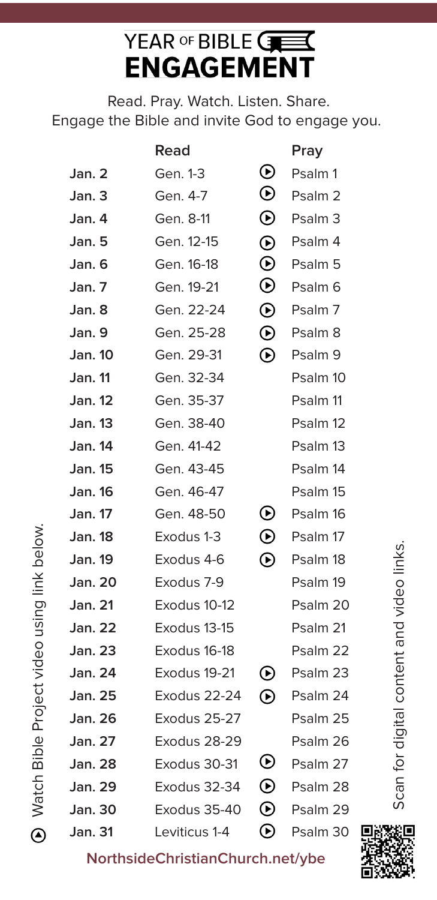# YEAR OF BIBLE ENGAGEMENT

Read. Pray. Watch. Listen. Share.
Engage the Bible and invite God to engage you.

| | Read | | Pray |
|---|---|---|---|
| **Jan. 2** | Gen. 1-3 | ⊙ | Psalm 1 |
| **Jan. 3** | Gen. 4-7 | ⊙ | Psalm 2 |
| **Jan. 4** | Gen. 8-11 | ⊙ | Psalm 3 |
| **Jan. 5** | Gen. 12-15 | ⊙ | Psalm 4 |
| **Jan. 6** | Gen. 16-18 | ⊙ | Psalm 5 |
| **Jan. 7** | Gen. 19-21 | ⊙ | Psalm 6 |
| **Jan. 8** | Gen. 22-24 | ⊙ | Psalm 7 |
| **Jan. 9** | Gen. 25-28 | ⊙ | Psalm 8 |
| **Jan. 10** | Gen. 29-31 | ⊙ | Psalm 9 |
| **Jan. 11** | Gen. 32-34 | | Psalm 10 |
| **Jan. 12** | Gen. 35-37 | | Psalm 11 |
| **Jan. 13** | Gen. 38-40 | | Psalm 12 |
| **Jan. 14** | Gen. 41-42 | | Psalm 13 |
| **Jan. 15** | Gen. 43-45 | | Psalm 14 |
| **Jan. 16** | Gen. 46-47 | | Psalm 15 |
| **Jan. 17** | Gen. 48-50 | ⊙ | Psalm 16 |
| **Jan. 18** | Exodus 1-3 | ⊙ | Psalm 17 |
| **Jan. 19** | Exodus 4-6 | ⊙ | Psalm 18 |
| **Jan. 20** | Exodus 7-9 | | Psalm 19 |
| **Jan. 21** | Exodus 10-12 | | Psalm 20 |
| **Jan. 22** | Exodus 13-15 | | Psalm 21 |
| **Jan. 23** | Exodus 16-18 | | Psalm 22 |
| **Jan. 24** | Exodus 19-21 | ⊙ | Psalm 23 |
| **Jan. 25** | Exodus 22-24 | ⊙ | Psalm 24 |
| **Jan. 26** | Exodus 25-27 | | Psalm 25 |
| **Jan. 27** | Exodus 28-29 | | Psalm 26 |
| **Jan. 28** | Exodus 30-31 | ⊙ | Psalm 27 |
| **Jan. 29** | Exodus 32-34 | ⊙ | Psalm 28 |
| **Jan. 30** | Exodus 35-40 | ⊙ | Psalm 29 |
| **Jan. 31** | Leviticus 1-4 | ⊙ | Psalm 30 |

⊙ Watch Bible Project video using link below.

Scan for digital content and video links.

**NorthsideChristianChurch.net/ybe**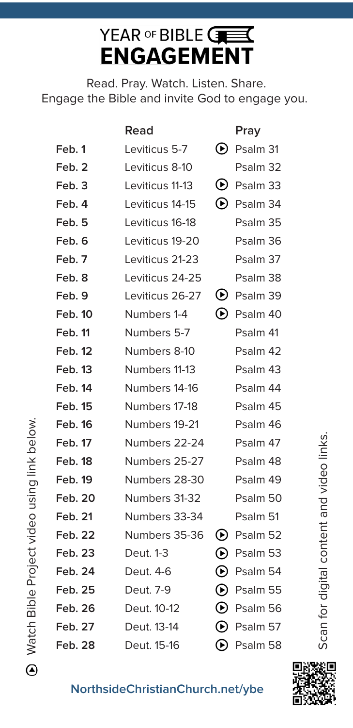# YEAR OF BIBLE ENGAGEMENT

Read. Pray. Watch. Listen. Share.
Engage the Bible and invite God to engage you.

| | Read | | Pray |
|---|---|---|---|
| **Feb. 1** | Leviticus 5-7 | ⊙ | Psalm 31 |
| **Feb. 2** | Leviticus 8-10 | | Psalm 32 |
| **Feb. 3** | Leviticus 11-13 | ⊙ | Psalm 33 |
| **Feb. 4** | Leviticus 14-15 | ⊙ | Psalm 34 |
| **Feb. 5** | Leviticus 16-18 | | Psalm 35 |
| **Feb. 6** | Leviticus 19-20 | | Psalm 36 |
| **Feb. 7** | Leviticus 21-23 | | Psalm 37 |
| **Feb. 8** | Leviticus 24-25 | | Psalm 38 |
| **Feb. 9** | Leviticus 26-27 | ⊙ | Psalm 39 |
| **Feb. 10** | Numbers 1-4 | ⊙ | Psalm 40 |
| **Feb. 11** | Numbers 5-7 | | Psalm 41 |
| **Feb. 12** | Numbers 8-10 | | Psalm 42 |
| **Feb. 13** | Numbers 11-13 | | Psalm 43 |
| **Feb. 14** | Numbers 14-16 | | Psalm 44 |
| **Feb. 15** | Numbers 17-18 | | Psalm 45 |
| **Feb. 16** | Numbers 19-21 | | Psalm 46 |
| **Feb. 17** | Numbers 22-24 | | Psalm 47 |
| **Feb. 18** | Numbers 25-27 | | Psalm 48 |
| **Feb. 19** | Numbers 28-30 | | Psalm 49 |
| **Feb. 20** | Numbers 31-32 | | Psalm 50 |
| **Feb. 21** | Numbers 33-34 | | Psalm 51 |
| **Feb. 22** | Numbers 35-36 | ⊙ | Psalm 52 |
| **Feb. 23** | Deut. 1-3 | ⊙ | Psalm 53 |
| **Feb. 24** | Deut. 4-6 | ⊙ | Psalm 54 |
| **Feb. 25** | Deut. 7-9 | ⊙ | Psalm 55 |
| **Feb. 26** | Deut. 10-12 | ⊙ | Psalm 56 |
| **Feb. 27** | Deut. 13-14 | ⊙ | Psalm 57 |
| **Feb. 28** | Deut. 15-16 | ⊙ | Psalm 58 |

⊙ Watch Bible Project video using link below.

Scan for digital content and video links.

**NorthsideChristianChurch.net/ybe**